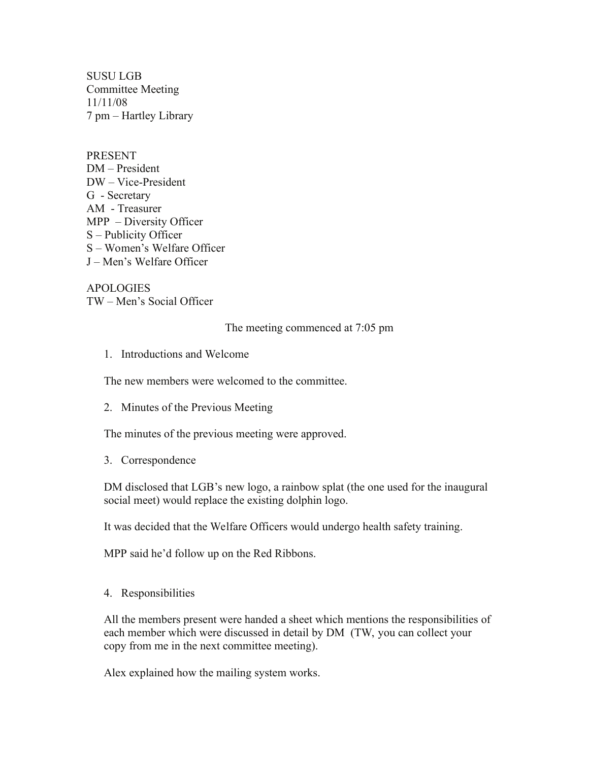SUSU LGB
Committee Meeting
11/11/08
7 pm – Hartley Library

PRESENT
DM – President
DW – Vice-President
G - Secretary
AM - Treasurer
MPP – Diversity Officer
S – Publicity Officer
S – Women's Welfare Officer
J – Men's Welfare Officer

APOLOGIES
TW – Men's Social Officer

The meeting commenced at 7:05 pm

1. Introductions and Welcome

The new members were welcomed to the committee.

2. Minutes of the Previous Meeting

The minutes of the previous meeting were approved.

3. Correspondence

DM disclosed that LGB's new logo, a rainbow splat (the one used for the inaugural social meet) would replace the existing dolphin logo.

It was decided that the Welfare Officers would undergo health safety training.

MPP said he'd follow up on the Red Ribbons.

4. Responsibilities

All the members present were handed a sheet which mentions the responsibilities of each member which were discussed in detail by DM (TW, you can collect your copy from me in the next committee meeting).

Alex explained how the mailing system works.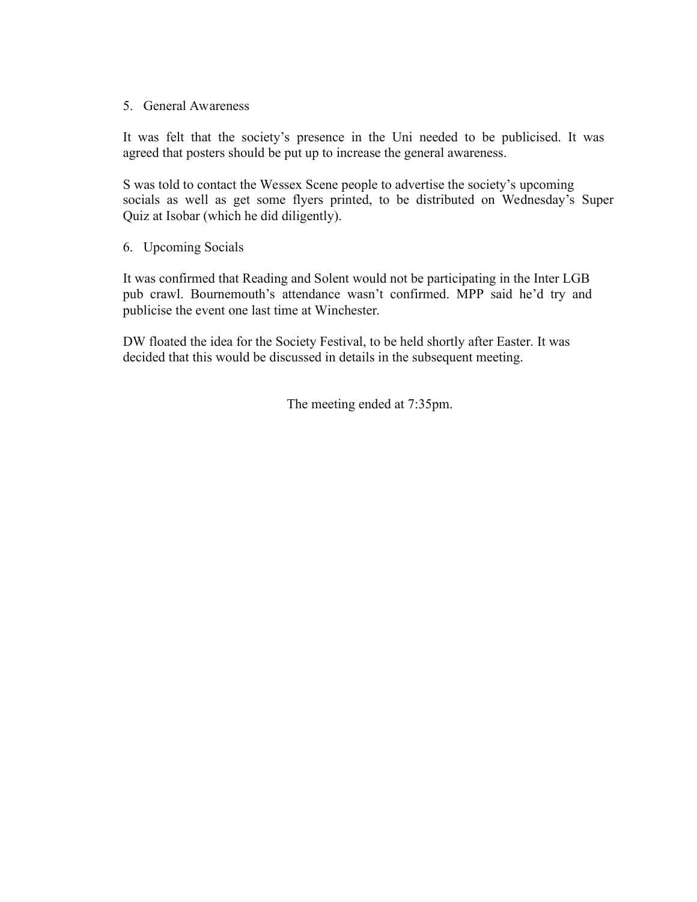5. General Awareness

It was felt that the society's presence in the Uni needed to be publicised. It was agreed that posters should be put up to increase the general awareness.

S was told to contact the Wessex Scene people to advertise the society's upcoming socials as well as get some flyers printed, to be distributed on Wednesday's Super Quiz at Isobar (which he did diligently).

6. Upcoming Socials

It was confirmed that Reading and Solent would not be participating in the Inter LGB pub crawl. Bournemouth's attendance wasn't confirmed. MPP said he'd try and publicise the event one last time at Winchester.

DW floated the idea for the Society Festival, to be held shortly after Easter. It was decided that this would be discussed in details in the subsequent meeting.

The meeting ended at 7:35pm.